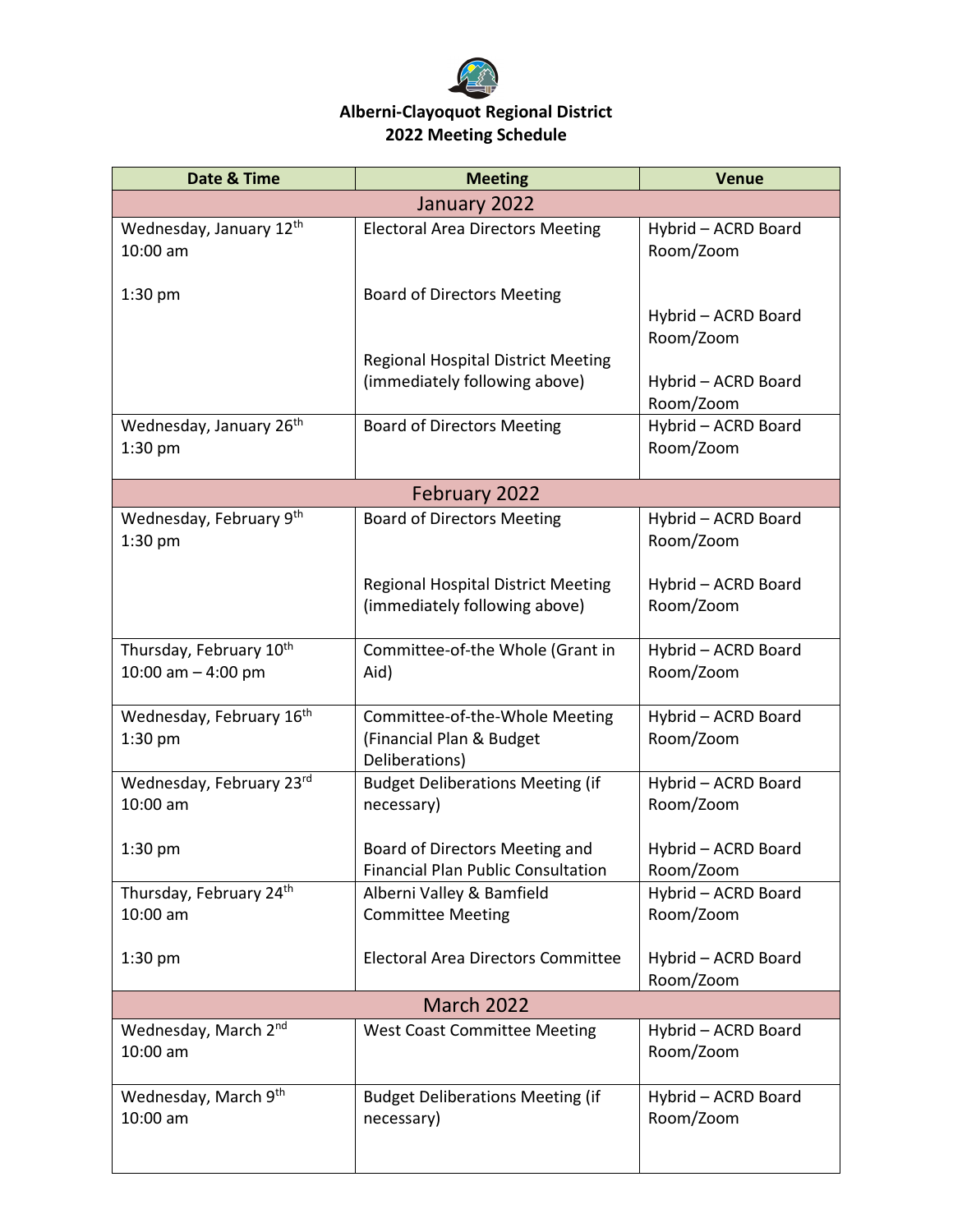# Alberni-Clayoquot Regional District
## 2022 Meeting Schedule

| Date & Time | Meeting | Venue |
|---|---|---|
| **January 2022** | | |
| Wednesday, January 12th 10:00 am | Electoral Area Directors Meeting | Hybrid – ACRD Board Room/Zoom |
| 1:30 pm | Board of Directors Meeting | Hybrid – ACRD Board Room/Zoom |
| | Regional Hospital District Meeting (immediately following above) | Hybrid – ACRD Board Room/Zoom |
| Wednesday, January 26th 1:30 pm | Board of Directors Meeting | Hybrid – ACRD Board Room/Zoom |
| **February 2022** | | |
| Wednesday, February 9th 1:30 pm | Board of Directors Meeting | Hybrid – ACRD Board Room/Zoom |
| | Regional Hospital District Meeting (immediately following above) | Hybrid – ACRD Board Room/Zoom |
| Thursday, February 10th 10:00 am – 4:00 pm | Committee-of-the Whole (Grant in Aid) | Hybrid – ACRD Board Room/Zoom |
| Wednesday, February 16th 1:30 pm | Committee-of-the-Whole Meeting (Financial Plan & Budget Deliberations) | Hybrid – ACRD Board Room/Zoom |
| Wednesday, February 23rd 10:00 am | Budget Deliberations Meeting (if necessary) | Hybrid – ACRD Board Room/Zoom |
| 1:30 pm | Board of Directors Meeting and Financial Plan Public Consultation | Hybrid – ACRD Board Room/Zoom |
| Thursday, February 24th 10:00 am | Alberni Valley & Bamfield Committee Meeting | Hybrid – ACRD Board Room/Zoom |
| 1:30 pm | Electoral Area Directors Committee | Hybrid – ACRD Board Room/Zoom |
| **March 2022** | | |
| Wednesday, March 2nd 10:00 am | West Coast Committee Meeting | Hybrid – ACRD Board Room/Zoom |
| Wednesday, March 9th 10:00 am | Budget Deliberations Meeting (if necessary) | Hybrid – ACRD Board Room/Zoom |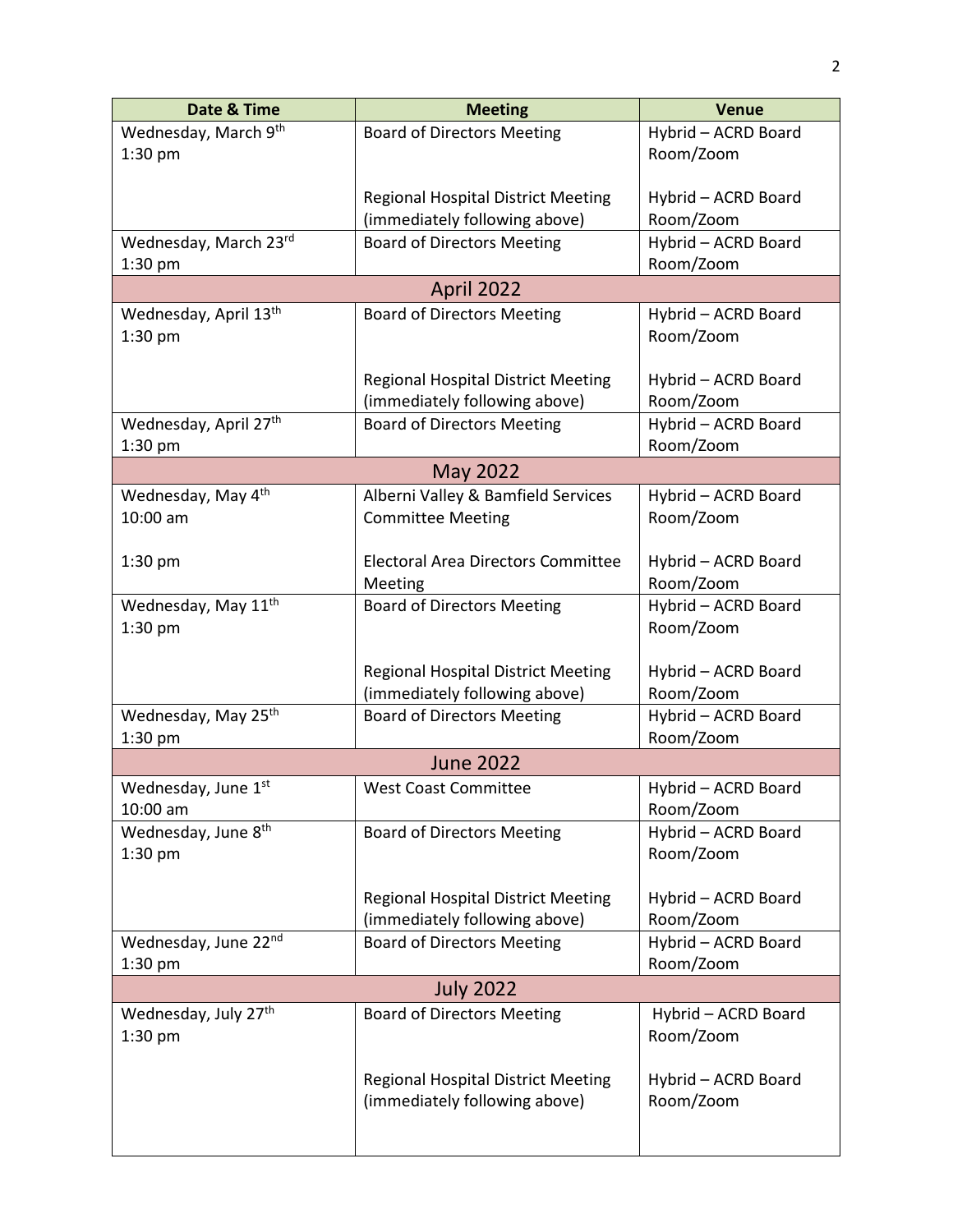| Date & Time | Meeting | Venue |
| --- | --- | --- |
| Wednesday, March 9th 1:30 pm | Board of Directors Meeting | Hybrid – ACRD Board Room/Zoom |
| | Regional Hospital District Meeting (immediately following above) | Hybrid – ACRD Board Room/Zoom |
| Wednesday, March 23rd 1:30 pm | Board of Directors Meeting | Hybrid – ACRD Board Room/Zoom |
| **April 2022** | | |
| Wednesday, April 13th 1:30 pm | Board of Directors Meeting | Hybrid – ACRD Board Room/Zoom |
| | Regional Hospital District Meeting (immediately following above) | Hybrid – ACRD Board Room/Zoom |
| Wednesday, April 27th 1:30 pm | Board of Directors Meeting | Hybrid – ACRD Board Room/Zoom |
| **May 2022** | | |
| Wednesday, May 4th 10:00 am | Alberni Valley & Bamfield Services Committee Meeting | Hybrid – ACRD Board Room/Zoom |
| 1:30 pm | Electoral Area Directors Committee Meeting | Hybrid – ACRD Board Room/Zoom |
| Wednesday, May 11th 1:30 pm | Board of Directors Meeting | Hybrid – ACRD Board Room/Zoom |
| | Regional Hospital District Meeting (immediately following above) | Hybrid – ACRD Board Room/Zoom |
| Wednesday, May 25th 1:30 pm | Board of Directors Meeting | Hybrid – ACRD Board Room/Zoom |
| **June 2022** | | |
| Wednesday, June 1st 10:00 am | West Coast Committee | Hybrid – ACRD Board Room/Zoom |
| Wednesday, June 8th 1:30 pm | Board of Directors Meeting | Hybrid – ACRD Board Room/Zoom |
| | Regional Hospital District Meeting (immediately following above) | Hybrid – ACRD Board Room/Zoom |
| Wednesday, June 22nd 1:30 pm | Board of Directors Meeting | Hybrid – ACRD Board Room/Zoom |
| **July 2022** | | |
| Wednesday, July 27th 1:30 pm | Board of Directors Meeting | Hybrid – ACRD Board Room/Zoom |
| | Regional Hospital District Meeting (immediately following above) | Hybrid – ACRD Board Room/Zoom |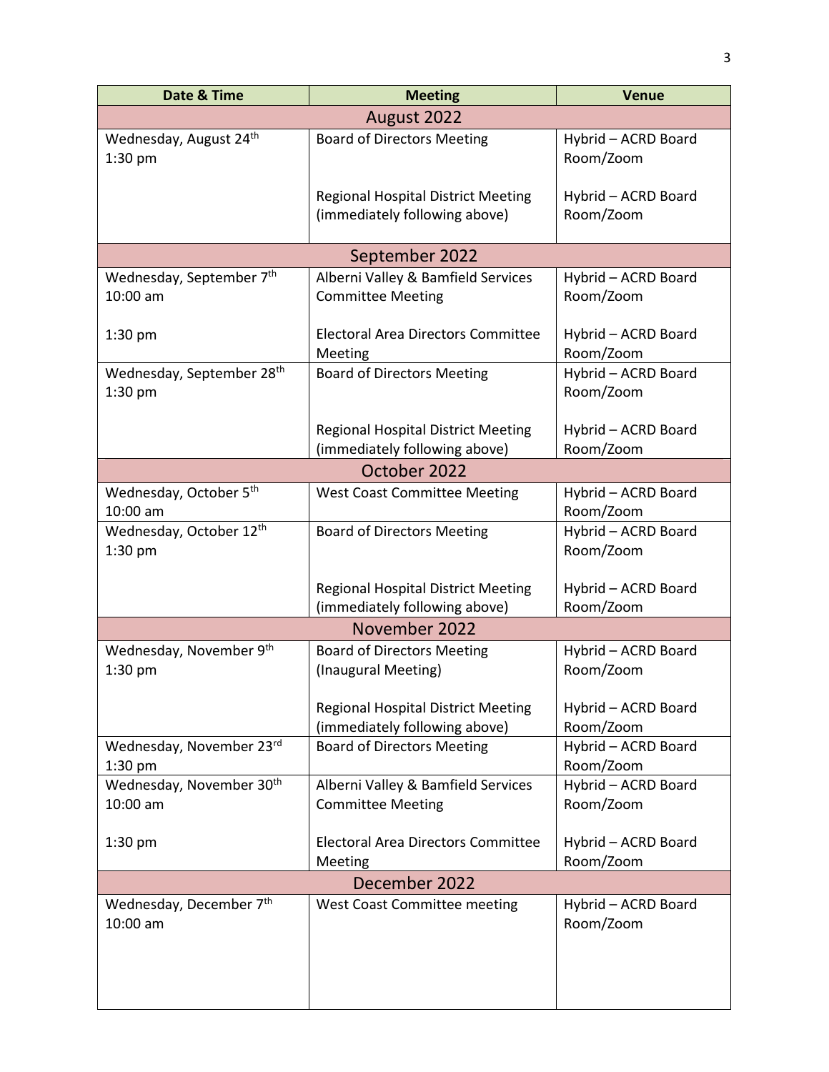| Date & Time | Meeting | Venue |
|---|---|---|
| **August 2022** | | |
| Wednesday, August 24th<br>1:30 pm | Board of Directors Meeting<br><br>Regional Hospital District Meeting (immediately following above) | Hybrid – ACRD Board Room/Zoom<br><br>Hybrid – ACRD Board Room/Zoom |
| **September 2022** | | |
| Wednesday, September 7th<br>10:00 am<br><br>1:30 pm | Alberni Valley & Bamfield Services Committee Meeting<br><br>Electoral Area Directors Committee Meeting | Hybrid – ACRD Board Room/Zoom<br><br>Hybrid – ACRD Board Room/Zoom |
| Wednesday, September 28th<br>1:30 pm | Board of Directors Meeting<br><br>Regional Hospital District Meeting (immediately following above) | Hybrid – ACRD Board Room/Zoom<br><br>Hybrid – ACRD Board Room/Zoom |
| **October 2022** | | |
| Wednesday, October 5th<br>10:00 am | West Coast Committee Meeting | Hybrid – ACRD Board Room/Zoom |
| Wednesday, October 12th<br>1:30 pm | Board of Directors Meeting<br><br>Regional Hospital District Meeting (immediately following above) | Hybrid – ACRD Board Room/Zoom<br><br>Hybrid – ACRD Board Room/Zoom |
| **November 2022** | | |
| Wednesday, November 9th<br>1:30 pm | Board of Directors Meeting (Inaugural Meeting)<br><br>Regional Hospital District Meeting (immediately following above) | Hybrid – ACRD Board Room/Zoom<br><br>Hybrid – ACRD Board Room/Zoom |
| Wednesday, November 23rd<br>1:30 pm | Board of Directors Meeting | Hybrid – ACRD Board Room/Zoom |
| Wednesday, November 30th<br>10:00 am<br><br>1:30 pm | Alberni Valley & Bamfield Services Committee Meeting<br><br>Electoral Area Directors Committee Meeting | Hybrid – ACRD Board Room/Zoom<br><br>Hybrid – ACRD Board Room/Zoom |
| **December 2022** | | |
| Wednesday, December 7th<br>10:00 am | West Coast Committee meeting | Hybrid – ACRD Board Room/Zoom |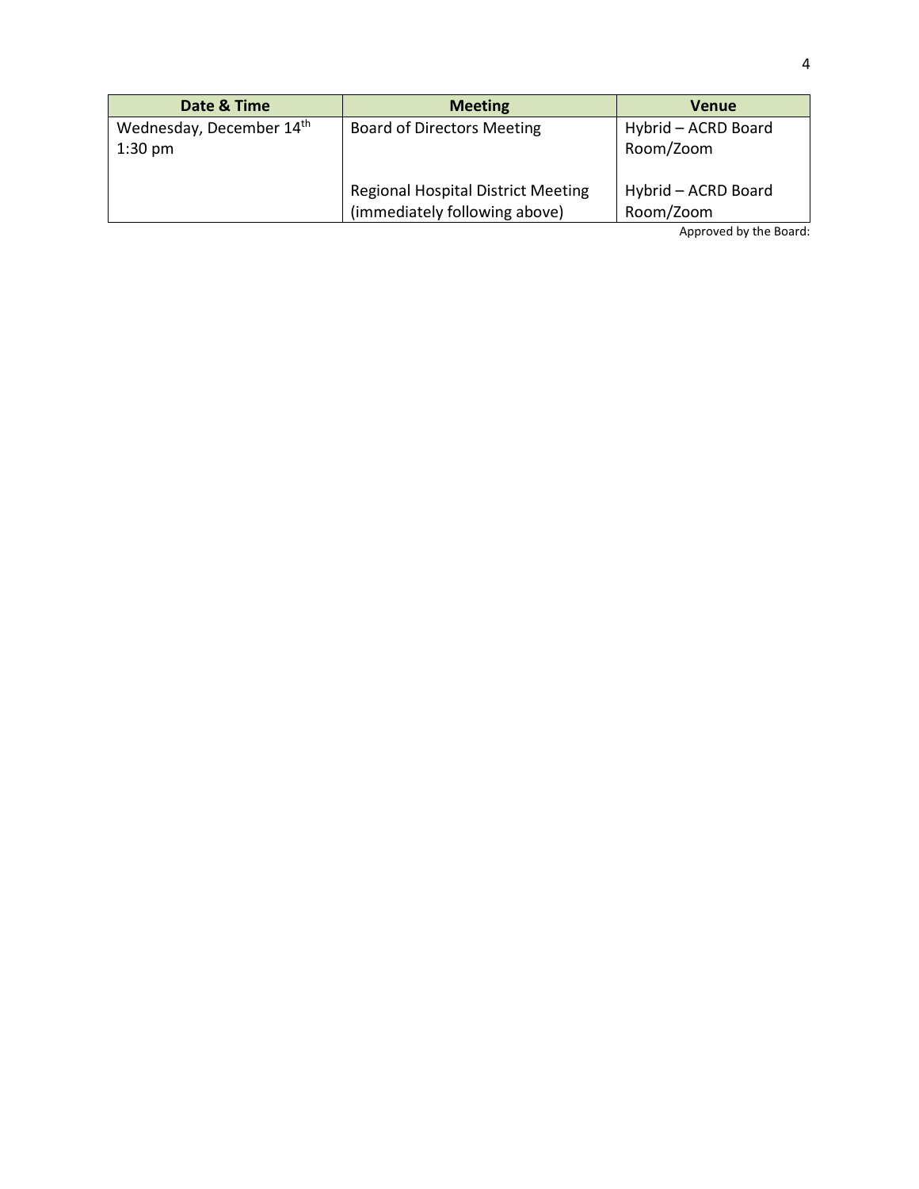| Date & Time | Meeting | Venue |
| --- | --- | --- |
| Wednesday, December 14th 1:30 pm | Board of Directors Meeting | Hybrid – ACRD Board Room/Zoom |
| | Regional Hospital District Meeting (immediately following above) | Hybrid – ACRD Board Room/Zoom |

Approved by the Board: